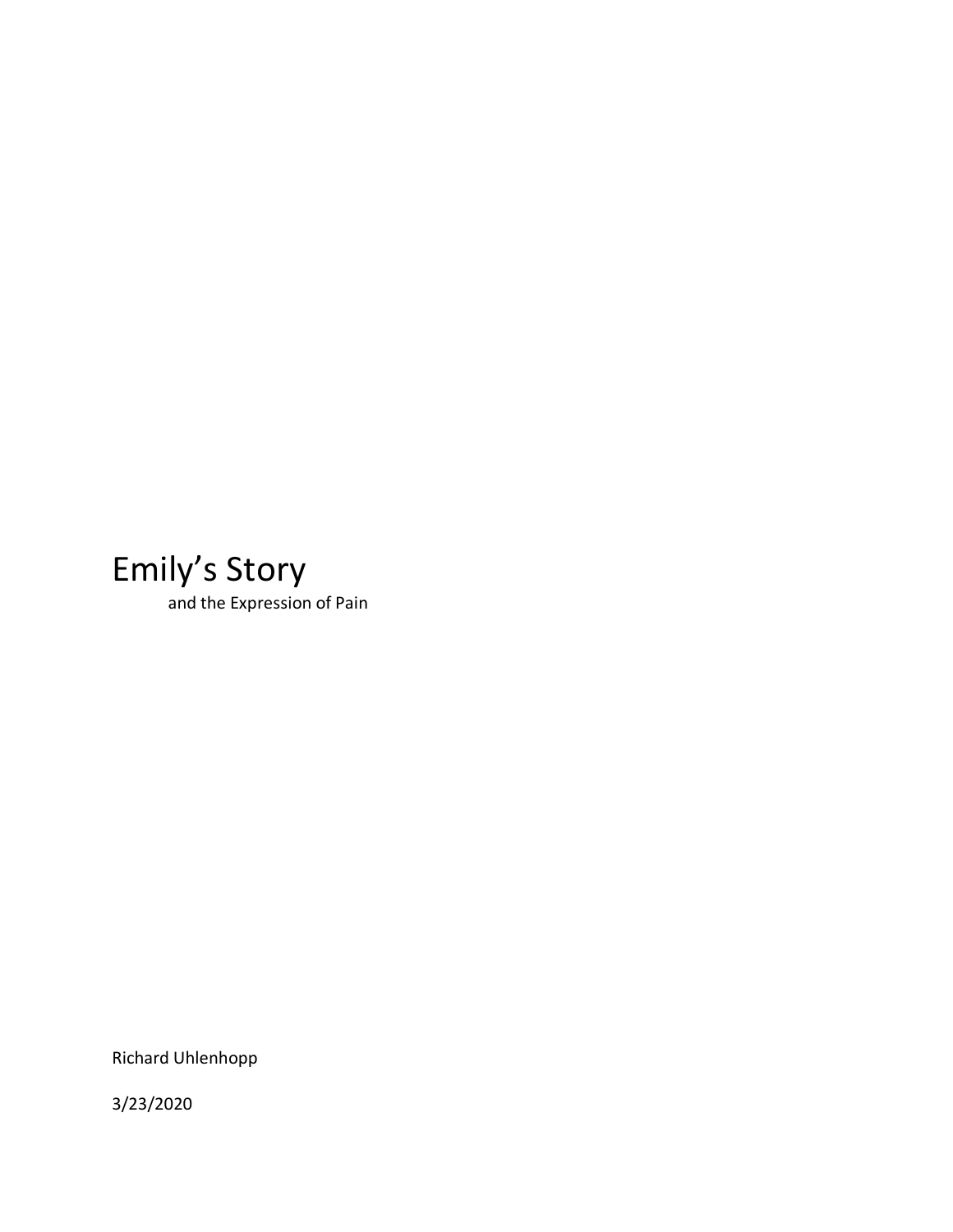# Emily's Story

and the Expression of Pain

Richard Uhlenhopp

3/23/2020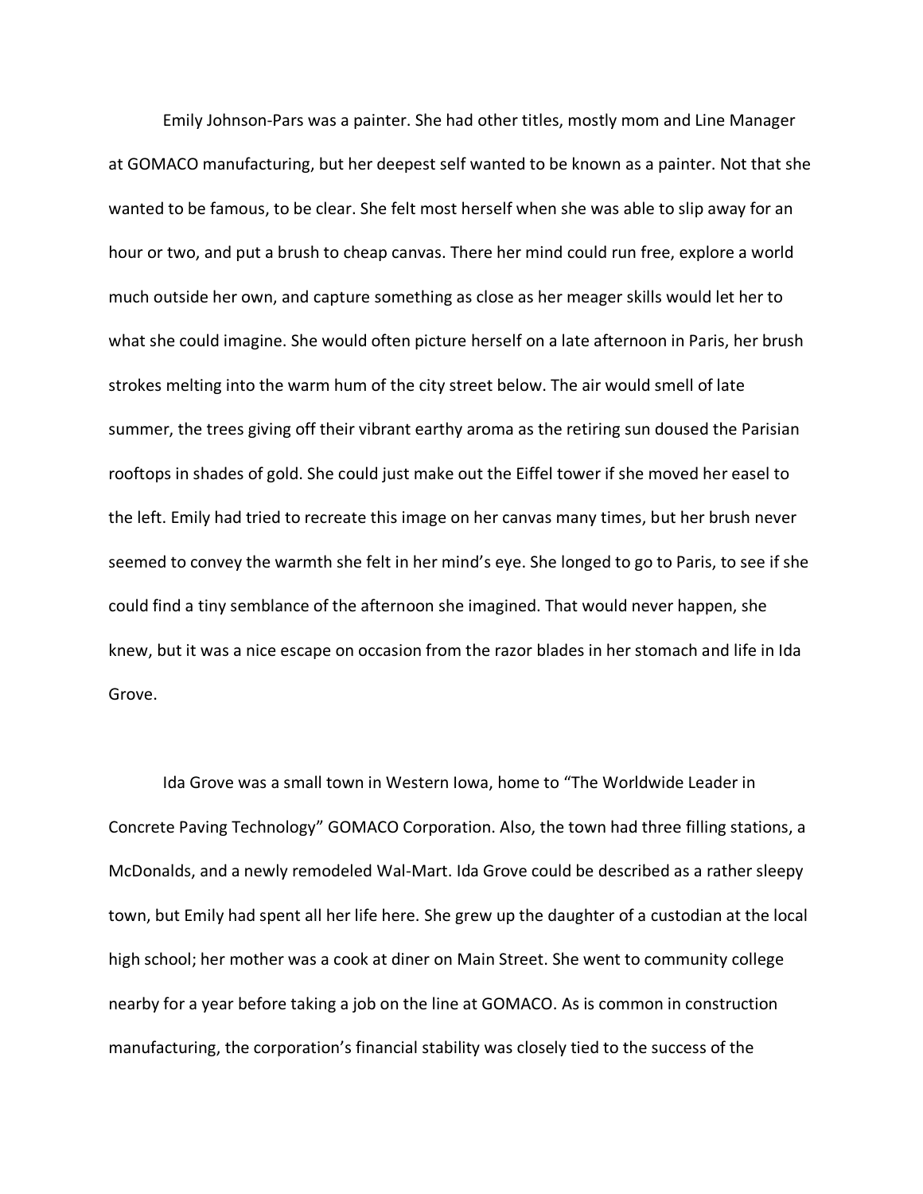Emily Johnson-Pars was a painter. She had other titles, mostly mom and Line Manager at GOMACO manufacturing, but her deepest self wanted to be known as a painter. Not that she wanted to be famous, to be clear. She felt most herself when she was able to slip away for an hour or two, and put a brush to cheap canvas. There her mind could run free, explore a world much outside her own, and capture something as close as her meager skills would let her to what she could imagine. She would often picture herself on a late afternoon in Paris, her brush strokes melting into the warm hum of the city street below. The air would smell of late summer, the trees giving off their vibrant earthy aroma as the retiring sun doused the Parisian rooftops in shades of gold. She could just make out the Eiffel tower if she moved her easel to the left. Emily had tried to recreate this image on her canvas many times, but her brush never seemed to convey the warmth she felt in her mind's eye. She longed to go to Paris, to see if she could find a tiny semblance of the afternoon she imagined. That would never happen, she knew, but it was a nice escape on occasion from the razor blades in her stomach and life in Ida Grove.

Ida Grove was a small town in Western Iowa, home to "The Worldwide Leader in Concrete Paving Technology" GOMACO Corporation. Also, the town had three filling stations, a McDonalds, and a newly remodeled Wal-Mart. Ida Grove could be described as a rather sleepy town, but Emily had spent all her life here. She grew up the daughter of a custodian at the local high school; her mother was a cook at diner on Main Street. She went to community college nearby for a year before taking a job on the line at GOMACO. As is common in construction manufacturing, the corporation's financial stability was closely tied to the success of the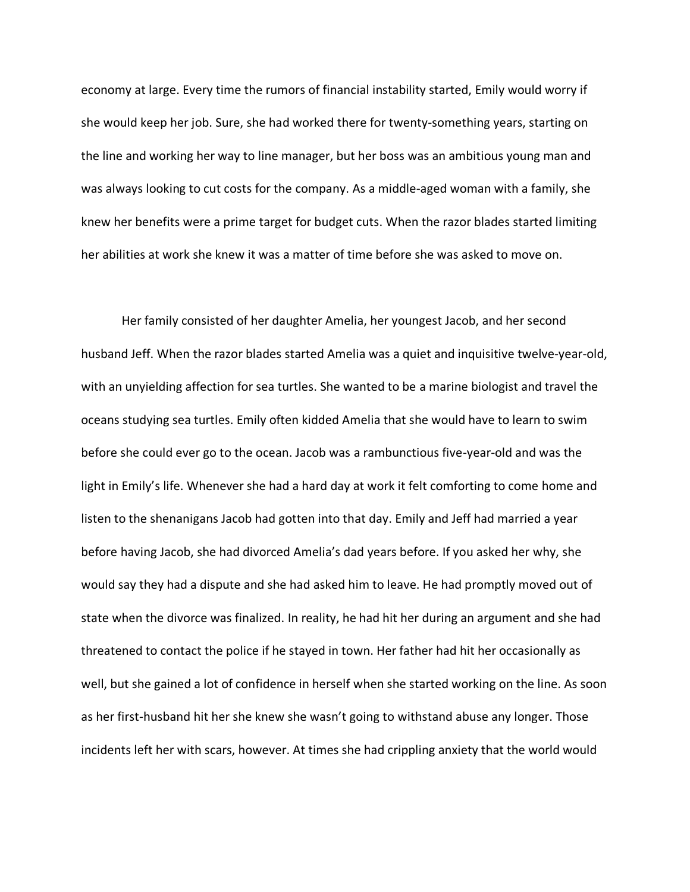economy at large. Every time the rumors of financial instability started, Emily would worry if she would keep her job. Sure, she had worked there for twenty-something years, starting on the line and working her way to line manager, but her boss was an ambitious young man and was always looking to cut costs for the company. As a middle-aged woman with a family, she knew her benefits were a prime target for budget cuts. When the razor blades started limiting her abilities at work she knew it was a matter of time before she was asked to move on.

Her family consisted of her daughter Amelia, her youngest Jacob, and her second husband Jeff. When the razor blades started Amelia was a quiet and inquisitive twelve-year-old, with an unyielding affection for sea turtles. She wanted to be a marine biologist and travel the oceans studying sea turtles. Emily often kidded Amelia that she would have to learn to swim before she could ever go to the ocean. Jacob was a rambunctious five-year-old and was the light in Emily's life. Whenever she had a hard day at work it felt comforting to come home and listen to the shenanigans Jacob had gotten into that day. Emily and Jeff had married a year before having Jacob, she had divorced Amelia's dad years before. If you asked her why, she would say they had a dispute and she had asked him to leave. He had promptly moved out of state when the divorce was finalized. In reality, he had hit her during an argument and she had threatened to contact the police if he stayed in town. Her father had hit her occasionally as well, but she gained a lot of confidence in herself when she started working on the line. As soon as her first-husband hit her she knew she wasn't going to withstand abuse any longer. Those incidents left her with scars, however. At times she had crippling anxiety that the world would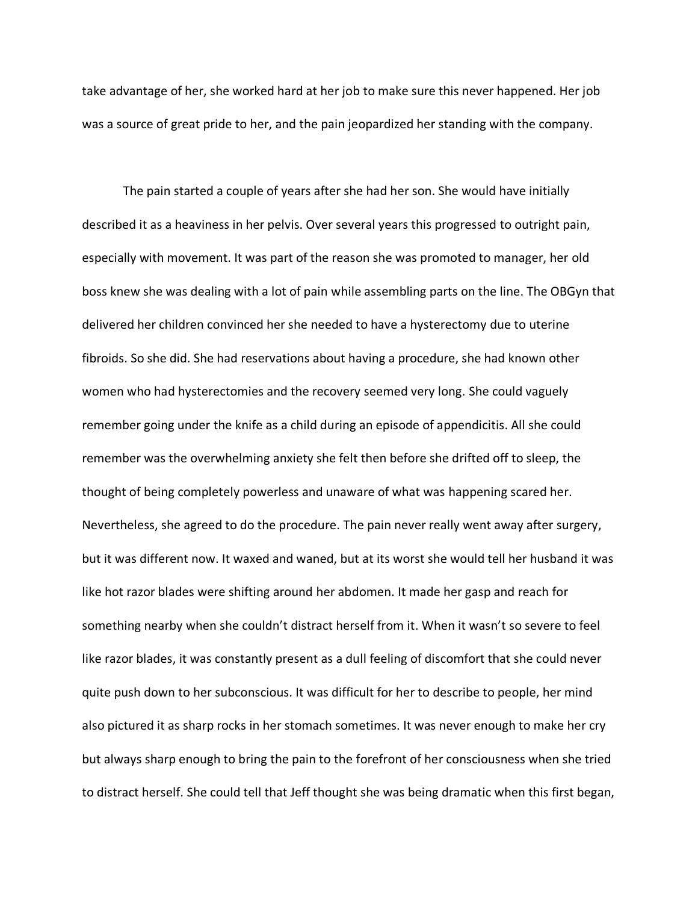take advantage of her, she worked hard at her job to make sure this never happened. Her job was a source of great pride to her, and the pain jeopardized her standing with the company.

The pain started a couple of years after she had her son. She would have initially described it as a heaviness in her pelvis. Over several years this progressed to outright pain, especially with movement. It was part of the reason she was promoted to manager, her old boss knew she was dealing with a lot of pain while assembling parts on the line. The OBGyn that delivered her children convinced her she needed to have a hysterectomy due to uterine fibroids. So she did. She had reservations about having a procedure, she had known other women who had hysterectomies and the recovery seemed very long. She could vaguely remember going under the knife as a child during an episode of appendicitis. All she could remember was the overwhelming anxiety she felt then before she drifted off to sleep, the thought of being completely powerless and unaware of what was happening scared her. Nevertheless, she agreed to do the procedure. The pain never really went away after surgery, but it was different now. It waxed and waned, but at its worst she would tell her husband it was like hot razor blades were shifting around her abdomen. It made her gasp and reach for something nearby when she couldn't distract herself from it. When it wasn't so severe to feel like razor blades, it was constantly present as a dull feeling of discomfort that she could never quite push down to her subconscious. It was difficult for her to describe to people, her mind also pictured it as sharp rocks in her stomach sometimes. It was never enough to make her cry but always sharp enough to bring the pain to the forefront of her consciousness when she tried to distract herself. She could tell that Jeff thought she was being dramatic when this first began,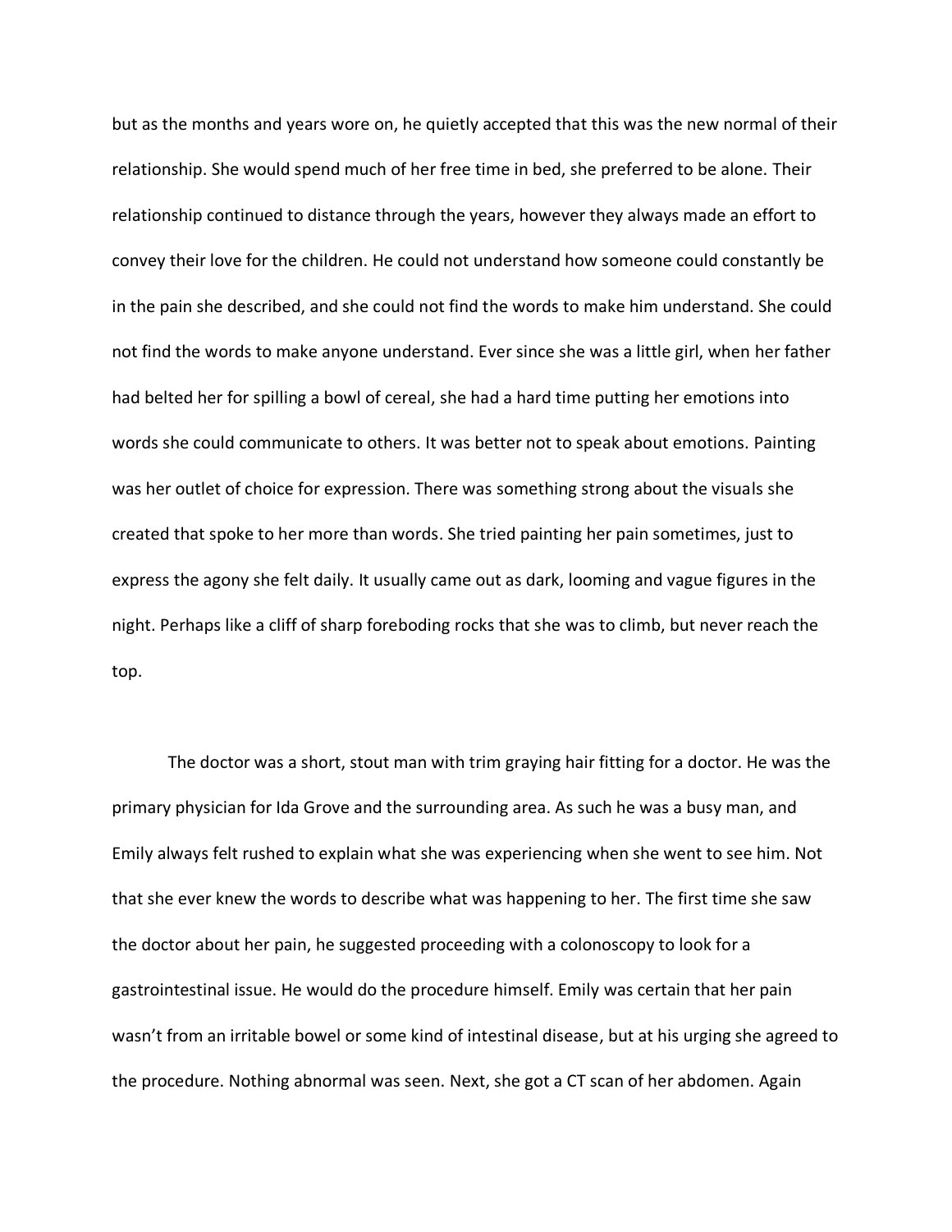but as the months and years wore on, he quietly accepted that this was the new normal of their relationship. She would spend much of her free time in bed, she preferred to be alone. Their relationship continued to distance through the years, however they always made an effort to convey their love for the children. He could not understand how someone could constantly be in the pain she described, and she could not find the words to make him understand. She could not find the words to make anyone understand. Ever since she was a little girl, when her father had belted her for spilling a bowl of cereal, she had a hard time putting her emotions into words she could communicate to others. It was better not to speak about emotions. Painting was her outlet of choice for expression. There was something strong about the visuals she created that spoke to her more than words. She tried painting her pain sometimes, just to express the agony she felt daily. It usually came out as dark, looming and vague figures in the night. Perhaps like a cliff of sharp foreboding rocks that she was to climb, but never reach the top.

The doctor was a short, stout man with trim graying hair fitting for a doctor. He was the primary physician for Ida Grove and the surrounding area. As such he was a busy man, and Emily always felt rushed to explain what she was experiencing when she went to see him. Not that she ever knew the words to describe what was happening to her. The first time she saw the doctor about her pain, he suggested proceeding with a colonoscopy to look for a gastrointestinal issue. He would do the procedure himself. Emily was certain that her pain wasn't from an irritable bowel or some kind of intestinal disease, but at his urging she agreed to the procedure. Nothing abnormal was seen. Next, she got a CT scan of her abdomen. Again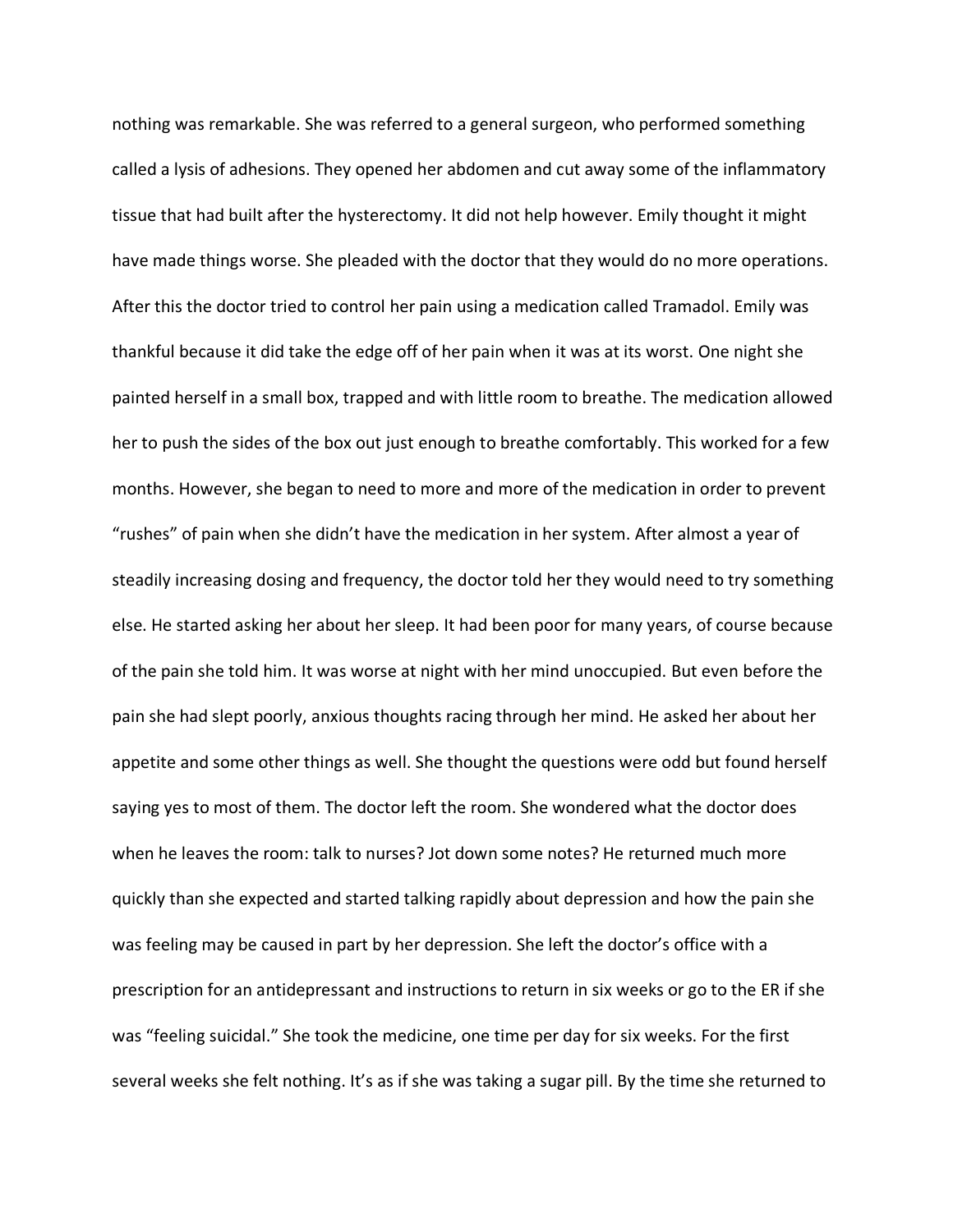nothing was remarkable. She was referred to a general surgeon, who performed something called a lysis of adhesions. They opened her abdomen and cut away some of the inflammatory tissue that had built after the hysterectomy. It did not help however. Emily thought it might have made things worse. She pleaded with the doctor that they would do no more operations. After this the doctor tried to control her pain using a medication called Tramadol. Emily was thankful because it did take the edge off of her pain when it was at its worst. One night she painted herself in a small box, trapped and with little room to breathe. The medication allowed her to push the sides of the box out just enough to breathe comfortably. This worked for a few months. However, she began to need to more and more of the medication in order to prevent "rushes" of pain when she didn't have the medication in her system. After almost a year of steadily increasing dosing and frequency, the doctor told her they would need to try something else. He started asking her about her sleep. It had been poor for many years, of course because of the pain she told him. It was worse at night with her mind unoccupied. But even before the pain she had slept poorly, anxious thoughts racing through her mind. He asked her about her appetite and some other things as well. She thought the questions were odd but found herself saying yes to most of them. The doctor left the room. She wondered what the doctor does when he leaves the room: talk to nurses? Jot down some notes? He returned much more quickly than she expected and started talking rapidly about depression and how the pain she was feeling may be caused in part by her depression. She left the doctor's office with a prescription for an antidepressant and instructions to return in six weeks or go to the ER if she was "feeling suicidal." She took the medicine, one time per day for six weeks. For the first several weeks she felt nothing. It's as if she was taking a sugar pill. By the time she returned to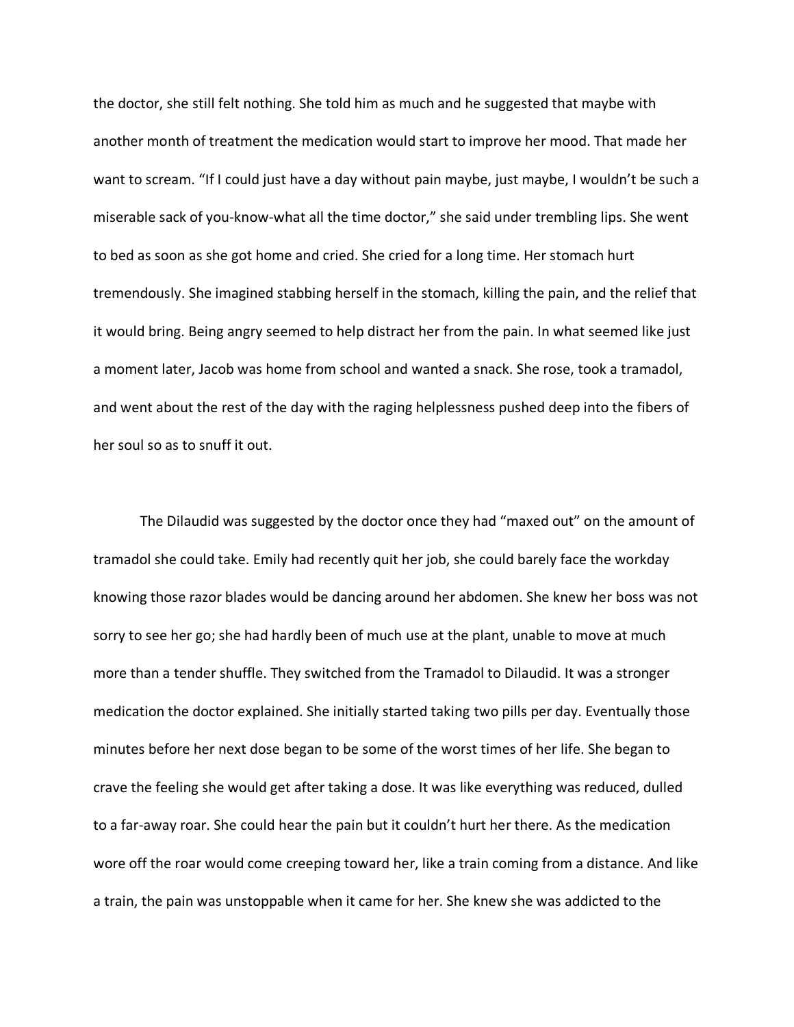the doctor, she still felt nothing. She told him as much and he suggested that maybe with another month of treatment the medication would start to improve her mood. That made her want to scream. "If I could just have a day without pain maybe, just maybe, I wouldn't be such a miserable sack of you-know-what all the time doctor," she said under trembling lips. She went to bed as soon as she got home and cried. She cried for a long time. Her stomach hurt tremendously. She imagined stabbing herself in the stomach, killing the pain, and the relief that it would bring. Being angry seemed to help distract her from the pain. In what seemed like just a moment later, Jacob was home from school and wanted a snack. She rose, took a tramadol, and went about the rest of the day with the raging helplessness pushed deep into the fibers of her soul so as to snuff it out.

The Dilaudid was suggested by the doctor once they had "maxed out" on the amount of tramadol she could take. Emily had recently quit her job, she could barely face the workday knowing those razor blades would be dancing around her abdomen. She knew her boss was not sorry to see her go; she had hardly been of much use at the plant, unable to move at much more than a tender shuffle. They switched from the Tramadol to Dilaudid. It was a stronger medication the doctor explained. She initially started taking two pills per day. Eventually those minutes before her next dose began to be some of the worst times of her life. She began to crave the feeling she would get after taking a dose. It was like everything was reduced, dulled to a far-away roar. She could hear the pain but it couldn't hurt her there. As the medication wore off the roar would come creeping toward her, like a train coming from a distance. And like a train, the pain was unstoppable when it came for her. She knew she was addicted to the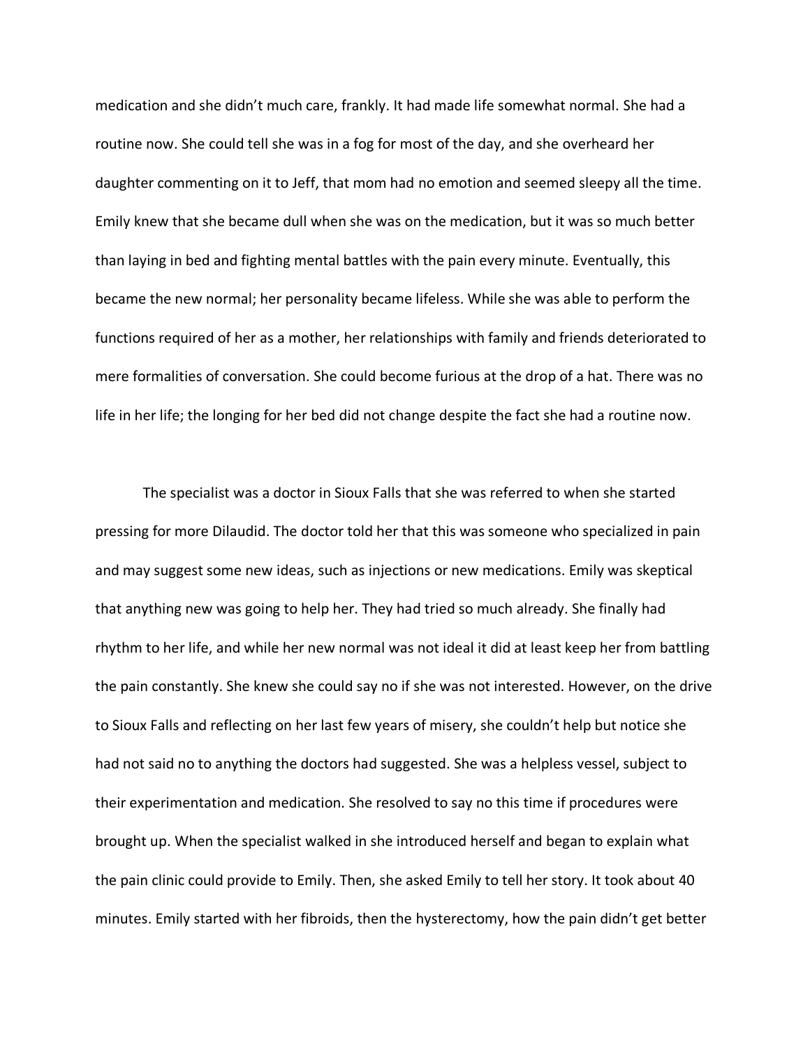medication and she didn't much care, frankly. It had made life somewhat normal. She had a routine now. She could tell she was in a fog for most of the day, and she overheard her daughter commenting on it to Jeff, that mom had no emotion and seemed sleepy all the time. Emily knew that she became dull when she was on the medication, but it was so much better than laying in bed and fighting mental battles with the pain every minute. Eventually, this became the new normal; her personality became lifeless. While she was able to perform the functions required of her as a mother, her relationships with family and friends deteriorated to mere formalities of conversation. She could become furious at the drop of a hat. There was no life in her life; the longing for her bed did not change despite the fact she had a routine now.

The specialist was a doctor in Sioux Falls that she was referred to when she started pressing for more Dilaudid. The doctor told her that this was someone who specialized in pain and may suggest some new ideas, such as injections or new medications. Emily was skeptical that anything new was going to help her. They had tried so much already. She finally had rhythm to her life, and while her new normal was not ideal it did at least keep her from battling the pain constantly. She knew she could say no if she was not interested. However, on the drive to Sioux Falls and reflecting on her last few years of misery, she couldn't help but notice she had not said no to anything the doctors had suggested. She was a helpless vessel, subject to their experimentation and medication. She resolved to say no this time if procedures were brought up. When the specialist walked in she introduced herself and began to explain what the pain clinic could provide to Emily. Then, she asked Emily to tell her story. It took about 40 minutes. Emily started with her fibroids, then the hysterectomy, how the pain didn't get better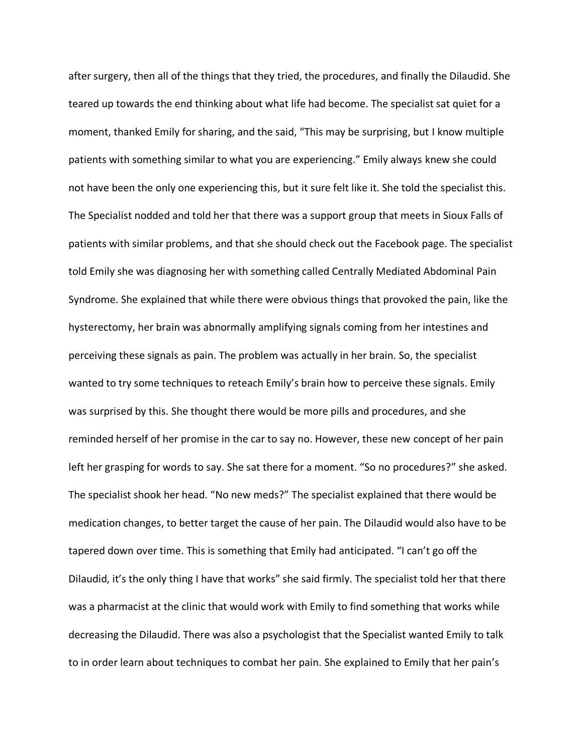after surgery, then all of the things that they tried, the procedures, and finally the Dilaudid. She teared up towards the end thinking about what life had become. The specialist sat quiet for a moment, thanked Emily for sharing, and the said, “This may be surprising, but I know multiple patients with something similar to what you are experiencing.” Emily always knew she could not have been the only one experiencing this, but it sure felt like it. She told the specialist this. The Specialist nodded and told her that there was a support group that meets in Sioux Falls of patients with similar problems, and that she should check out the Facebook page. The specialist told Emily she was diagnosing her with something called Centrally Mediated Abdominal Pain Syndrome. She explained that while there were obvious things that provoked the pain, like the hysterectomy, her brain was abnormally amplifying signals coming from her intestines and perceiving these signals as pain. The problem was actually in her brain. So, the specialist wanted to try some techniques to reteach Emily’s brain how to perceive these signals. Emily was surprised by this. She thought there would be more pills and procedures, and she reminded herself of her promise in the car to say no. However, these new concept of her pain left her grasping for words to say. She sat there for a moment. “So no procedures?” she asked. The specialist shook her head. “No new meds?” The specialist explained that there would be medication changes, to better target the cause of her pain. The Dilaudid would also have to be tapered down over time. This is something that Emily had anticipated. “I can’t go off the Dilaudid, it’s the only thing I have that works” she said firmly. The specialist told her that there was a pharmacist at the clinic that would work with Emily to find something that works while decreasing the Dilaudid. There was also a psychologist that the Specialist wanted Emily to talk to in order learn about techniques to combat her pain. She explained to Emily that her pain’s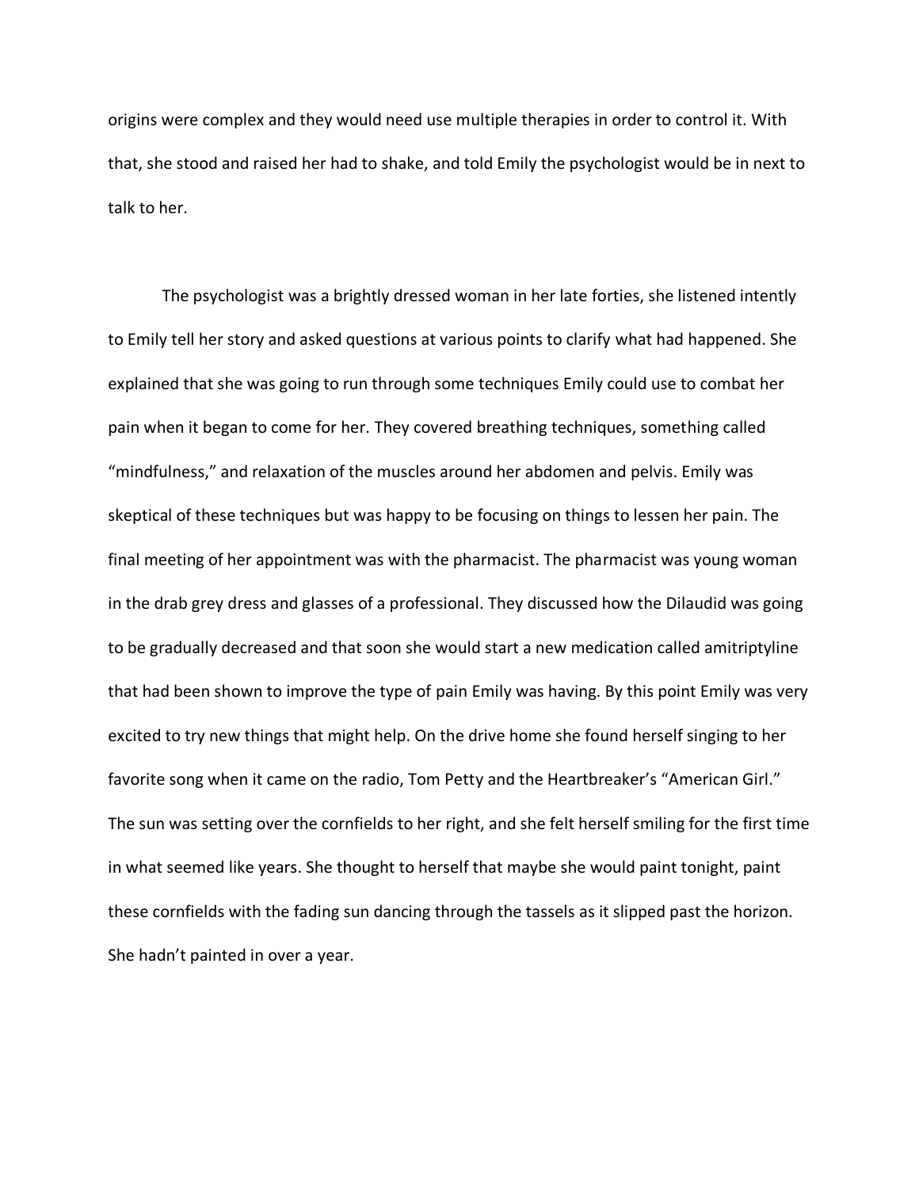origins were complex and they would need use multiple therapies in order to control it. With that, she stood and raised her had to shake, and told Emily the psychologist would be in next to talk to her.

The psychologist was a brightly dressed woman in her late forties, she listened intently to Emily tell her story and asked questions at various points to clarify what had happened. She explained that she was going to run through some techniques Emily could use to combat her pain when it began to come for her. They covered breathing techniques, something called "mindfulness," and relaxation of the muscles around her abdomen and pelvis. Emily was skeptical of these techniques but was happy to be focusing on things to lessen her pain. The final meeting of her appointment was with the pharmacist. The pharmacist was young woman in the drab grey dress and glasses of a professional. They discussed how the Dilaudid was going to be gradually decreased and that soon she would start a new medication called amitriptyline that had been shown to improve the type of pain Emily was having. By this point Emily was very excited to try new things that might help. On the drive home she found herself singing to her favorite song when it came on the radio, Tom Petty and the Heartbreaker's "American Girl." The sun was setting over the cornfields to her right, and she felt herself smiling for the first time in what seemed like years. She thought to herself that maybe she would paint tonight, paint these cornfields with the fading sun dancing through the tassels as it slipped past the horizon. She hadn't painted in over a year.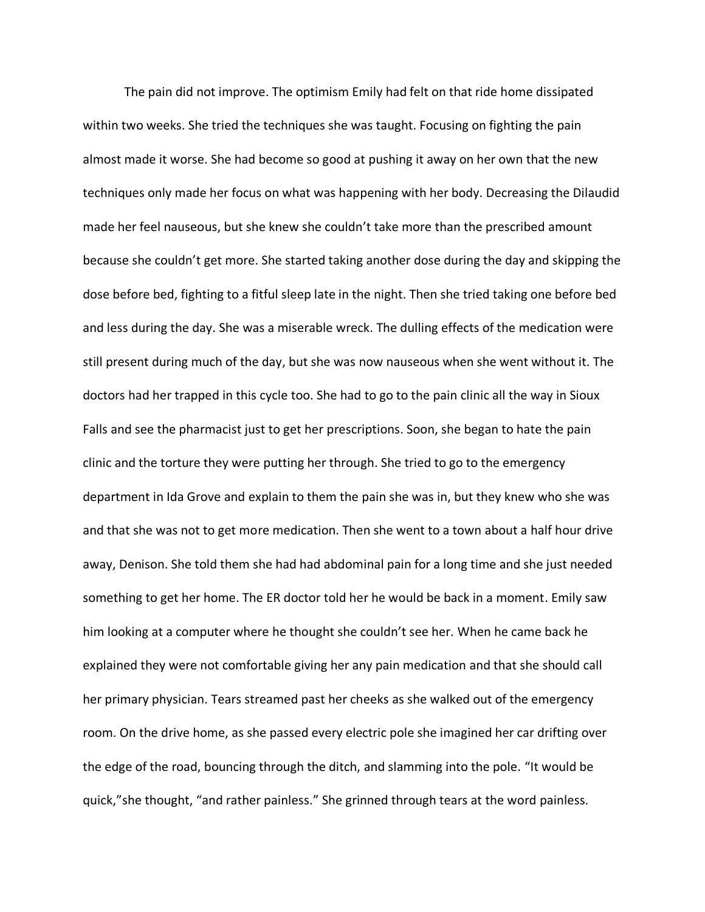The pain did not improve. The optimism Emily had felt on that ride home dissipated within two weeks. She tried the techniques she was taught. Focusing on fighting the pain almost made it worse. She had become so good at pushing it away on her own that the new techniques only made her focus on what was happening with her body. Decreasing the Dilaudid made her feel nauseous, but she knew she couldn't take more than the prescribed amount because she couldn't get more. She started taking another dose during the day and skipping the dose before bed, fighting to a fitful sleep late in the night. Then she tried taking one before bed and less during the day. She was a miserable wreck. The dulling effects of the medication were still present during much of the day, but she was now nauseous when she went without it. The doctors had her trapped in this cycle too. She had to go to the pain clinic all the way in Sioux Falls and see the pharmacist just to get her prescriptions. Soon, she began to hate the pain clinic and the torture they were putting her through. She tried to go to the emergency department in Ida Grove and explain to them the pain she was in, but they knew who she was and that she was not to get more medication. Then she went to a town about a half hour drive away, Denison. She told them she had had abdominal pain for a long time and she just needed something to get her home. The ER doctor told her he would be back in a moment. Emily saw him looking at a computer where he thought she couldn't see her. When he came back he explained they were not comfortable giving her any pain medication and that she should call her primary physician. Tears streamed past her cheeks as she walked out of the emergency room. On the drive home, as she passed every electric pole she imagined her car drifting over the edge of the road, bouncing through the ditch, and slamming into the pole. "It would be quick,"she thought, "and rather painless." She grinned through tears at the word painless.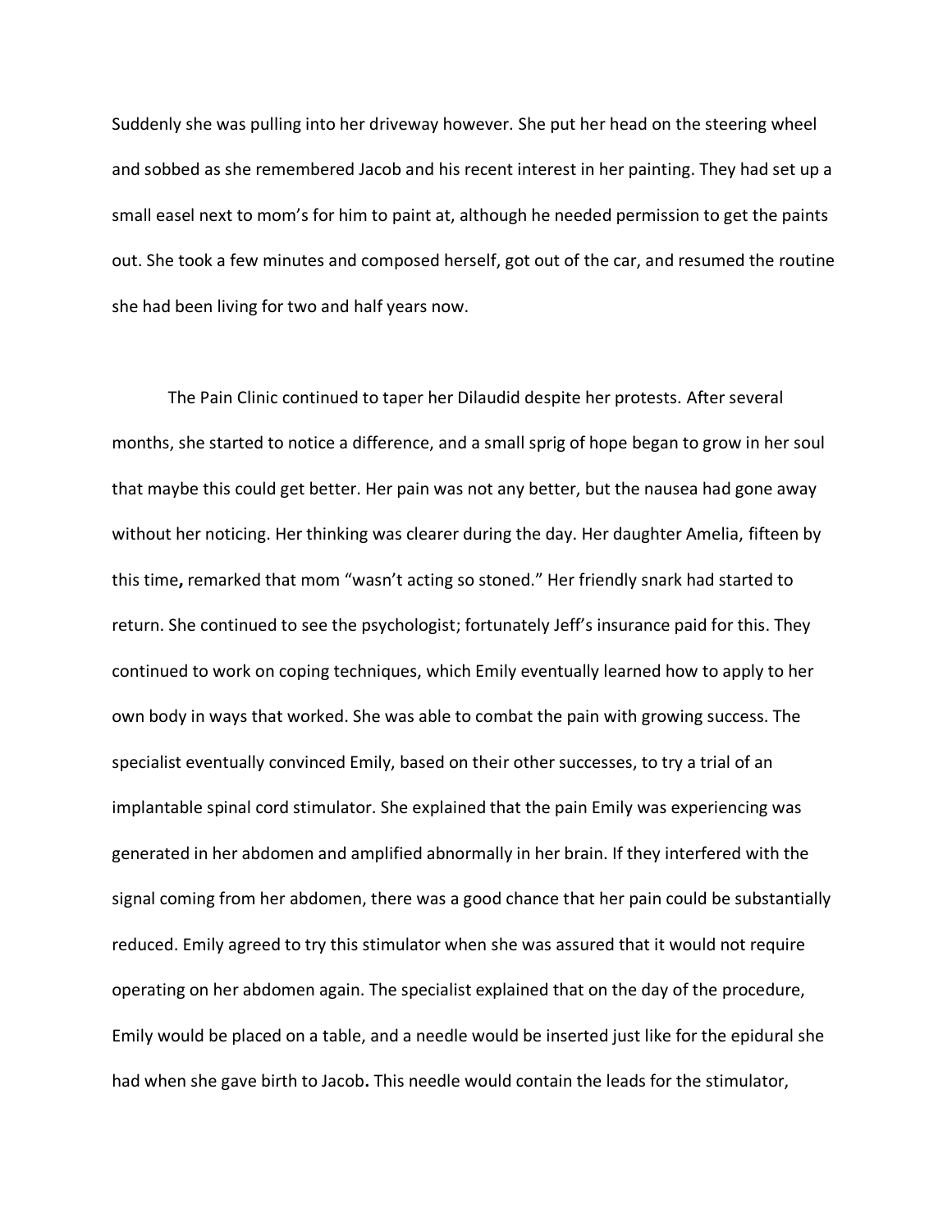Suddenly she was pulling into her driveway however. She put her head on the steering wheel and sobbed as she remembered Jacob and his recent interest in her painting. They had set up a small easel next to mom's for him to paint at, although he needed permission to get the paints out. She took a few minutes and composed herself, got out of the car, and resumed the routine she had been living for two and half years now.

The Pain Clinic continued to taper her Dilaudid despite her protests. After several months, she started to notice a difference, and a small sprig of hope began to grow in her soul that maybe this could get better. Her pain was not any better, but the nausea had gone away without her noticing. Her thinking was clearer during the day. Her daughter Amelia, fifteen by this time**,** remarked that mom "wasn't acting so stoned." Her friendly snark had started to return. She continued to see the psychologist; fortunately Jeff's insurance paid for this. They continued to work on coping techniques, which Emily eventually learned how to apply to her own body in ways that worked. She was able to combat the pain with growing success. The specialist eventually convinced Emily, based on their other successes, to try a trial of an implantable spinal cord stimulator. She explained that the pain Emily was experiencing was generated in her abdomen and amplified abnormally in her brain. If they interfered with the signal coming from her abdomen, there was a good chance that her pain could be substantially reduced. Emily agreed to try this stimulator when she was assured that it would not require operating on her abdomen again. The specialist explained that on the day of the procedure, Emily would be placed on a table, and a needle would be inserted just like for the epidural she had when she gave birth to Jacob**.** This needle would contain the leads for the stimulator,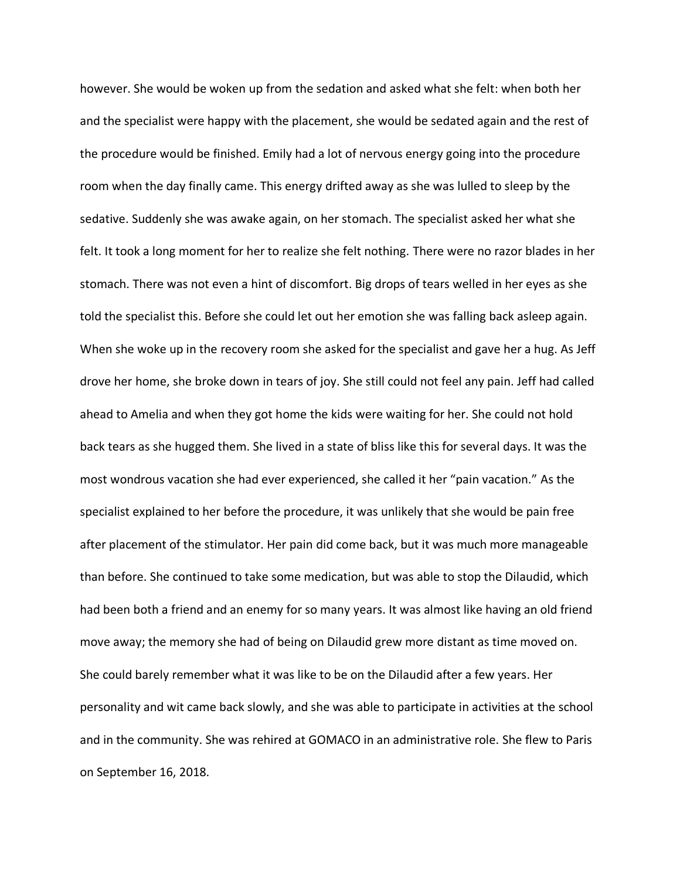however. She would be woken up from the sedation and asked what she felt: when both her and the specialist were happy with the placement, she would be sedated again and the rest of the procedure would be finished. Emily had a lot of nervous energy going into the procedure room when the day finally came. This energy drifted away as she was lulled to sleep by the sedative. Suddenly she was awake again, on her stomach. The specialist asked her what she felt. It took a long moment for her to realize she felt nothing. There were no razor blades in her stomach. There was not even a hint of discomfort. Big drops of tears welled in her eyes as she told the specialist this. Before she could let out her emotion she was falling back asleep again. When she woke up in the recovery room she asked for the specialist and gave her a hug. As Jeff drove her home, she broke down in tears of joy. She still could not feel any pain. Jeff had called ahead to Amelia and when they got home the kids were waiting for her. She could not hold back tears as she hugged them. She lived in a state of bliss like this for several days. It was the most wondrous vacation she had ever experienced, she called it her "pain vacation." As the specialist explained to her before the procedure, it was unlikely that she would be pain free after placement of the stimulator. Her pain did come back, but it was much more manageable than before. She continued to take some medication, but was able to stop the Dilaudid, which had been both a friend and an enemy for so many years. It was almost like having an old friend move away; the memory she had of being on Dilaudid grew more distant as time moved on. She could barely remember what it was like to be on the Dilaudid after a few years. Her personality and wit came back slowly, and she was able to participate in activities at the school and in the community. She was rehired at GOMACO in an administrative role. She flew to Paris on September 16, 2018.